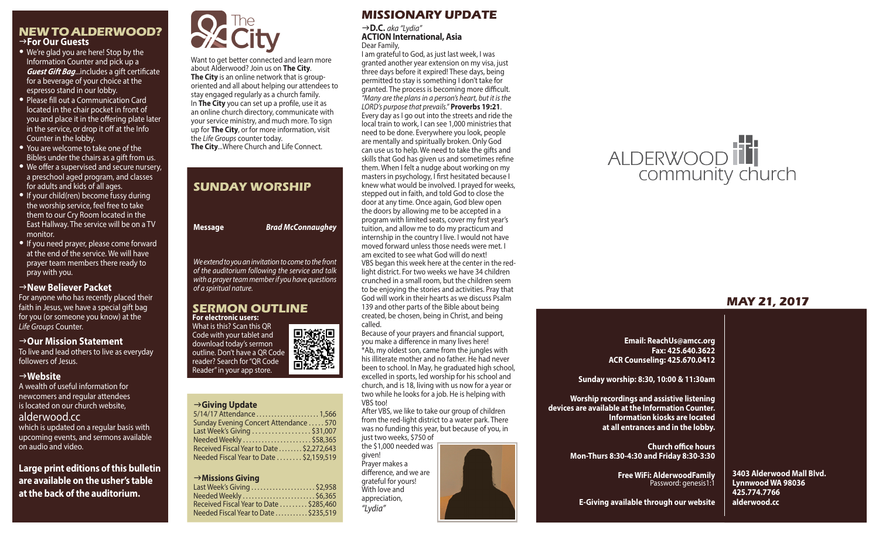## NEW TO ALDERWOOD?

### →For Our Guests

- We're glad you are here! Stop by the Information Counter and pick up a ***Guest Gift Bag***...includes a gift certificate for a beverage of your choice at the espresso stand in our lobby.
- Please fill out a Communication Card located in the chair pocket in front of you and place it in the offering plate later in the service, or drop it off at the Info Counter in the lobby.
- You are welcome to take one of the Bibles under the chairs as a gift from us.
- We offer a supervised and secure nursery, a preschool aged program, and classes for adults and kids of all ages.
- If your child(ren) become fussy during the worship service, feel free to take them to our Cry Room located in the East Hallway. The service will be on a TV monitor.
- If you need prayer, please come forward at the end of the service. We will have prayer team members there ready to pray with you.

### →New Believer Packet

For anyone who has recently placed their faith in Jesus, we have a special gift bag for you (or someone you know) at the *Life Groups* Counter.

### →Our Mission Statement

To live and lead others to live as everyday followers of Jesus.

### →Website

A wealth of useful information for newcomers and regular attendees is located on our church website,

alderwood.cc

which is updated on a regular basis with upcoming events, and sermons available on audio and video.

**Large print editions of this bulletin are available on the usher's table at the back of the auditorium.**

## The City

Want to get better connected and learn more about Alderwood? Join us on **The City**. **The City** is an online network that is group-oriented and all about helping our attendees to stay engaged regularly as a church family. In **The City** you can set up a profile, use it as an online church directory, communicate with your service ministry, and much more. To sign up for **The City**, or for more information, visit the *Life Groups* counter today.

**The City**...Where Church and Life Connect.

## SUNDAY WORSHIP

**Message** ***Brad McConnaughey***

*We extend to you an invitation to come to the front of the auditorium following the service and talk with a prayer team member if you have questions of a spiritual nature.*

## SERMON OUTLINE

**For electronic users:**
What is this? Scan this QR Code with your tablet and download today's sermon outline. Don't have a QR Code reader? Search for "QR Code Reader" in your app store.

### →Giving Update

| | |
|---|---|
| 5/14/17 Attendance | 1,566 |
| Sunday Evening Concert Attendance | 570 |
| Last Week's Giving | $31,007 |
| Needed Weekly | $58,365 |
| Received Fiscal Year to Date | $2,272,643 |
| Needed Fiscal Year to Date | $2,159,519 |

### →Missions Giving

| | |
|---|---|
| Last Week's Giving | $2,958 |
| Needed Weekly | $6,365 |
| Received Fiscal Year to Date | $285,460 |
| Needed Fiscal Year to Date | $235,519 |

## MISSIONARY UPDATE

**→D.C.** *aka "Lydia"*
**ACTION International, Asia**

Dear Family,

I am grateful to God, as just last week, I was granted another year extension on my visa, just three days before it expired! These days, being permitted to stay is something I don't take for granted. The process is becoming more difficult. *"Many are the plans in a person's heart, but it is the LORD's purpose that prevails."* **Proverbs 19:21**.

Every day as I go out into the streets and ride the local train to work, I can see 1,000 ministries that need to be done. Everywhere you look, people are mentally and spiritually broken. Only God can use us to help. We need to take the gifts and skills that God has given us and sometimes refine them. When I felt a nudge about working on my masters in psychology, I first hesitated because I knew what would be involved. I prayed for weeks, stepped out in faith, and told God to close the door at any time. Once again, God blew open the doors by allowing me to be accepted in a program with limited seats, cover my first year's tuition, and allow me to do my practicum and internship in the country I live. I would not have moved forward unless those needs were met. I am excited to see what God will do next!

VBS began this week here at the center in the red-light district. For two weeks we have 34 children crunched in a small room, but the children seem to be enjoying the stories and activities. Pray that God will work in their hearts as we discuss Psalm 139 and other parts of the Bible about being created, be chosen, being in Christ, and being called.

Because of your prayers and financial support, you make a difference in many lives here!

*Ab, my oldest son, came from the jungles with his illiterate mother and no father. He had never been to school. In May, he graduated high school, excelled in sports, led worship for his school and church, and is 18, living with us now for a year or two while he looks for a job. He is helping with VBS too!

After VBS, we like to take our group of children from the red-light district to a water park. There was no funding this year, but because of you, in just two weeks, $750 of the $1,000 needed was given!

Prayer makes a difference, and we are grateful for yours!

With love and appreciation,

*"Lydia"*

ALDERWOOD community church

## MAY 21, 2017

**Email: ReachUs@amcc.org**
**Fax: 425.640.3622**
**ACR Counseling: 425.670.0412**

**Sunday worship: 8:30, 10:00 & 11:30am**

**Worship recordings and assistive listening devices are available at the Information Counter. Information kiosks are located at all entrances and in the lobby.**

**Church office hours**
**Mon-Thurs 8:30-4:30 and Friday 8:30-3:30**

**Free WiFi: AlderwoodFamily**
Password: genesis1:1

**E-Giving available through our website**

**3403 Alderwood Mall Blvd.**
**Lynnwood WA 98036**
**425.774.7766**
**alderwood.cc**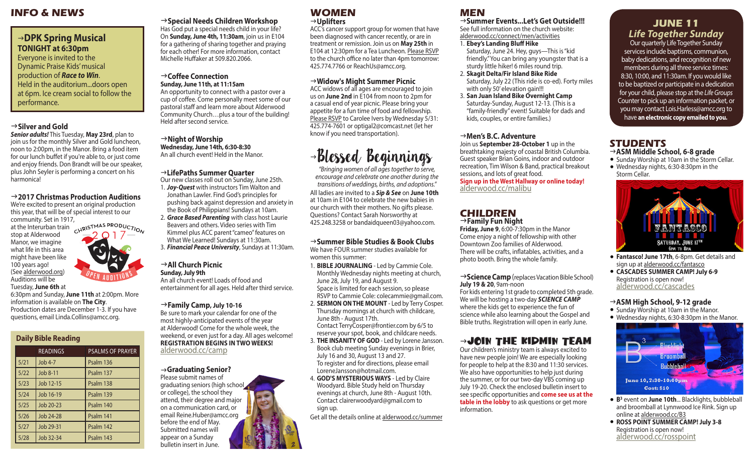# INFO & NEWS

## →DPK Spring Musical
**TONIGHT at 6:30pm**
Everyone is invited to the Dynamic Praise Kids' musical production of ***Race to Win***. Held in the auditorium...doors open at 6pm. Ice cream social to follow the performance.

## →Silver and Gold
***Senior adults!*** This Tuesday, **May 23rd**, plan to join us for the monthly Silver and Gold luncheon, noon to 2:00pm, in the Manor. Bring a food item for our lunch buffet if you're able to, or just come and enjoy friends. Don Brandt will be our speaker, plus John Seyler is performing a concert on his harmonica!

## →2017 Christmas Production Auditions
We're excited to present an original production this year, that will be of special interest to our community. Set in 1917, at the Interurban train stop at Alderwood Manor, we imagine what life in this area might have been like 100 years ago! (See alderwood.org) Auditions will be Tuesday, **June 6th** at 6:30pm and Sunday, **June 11th** at 2:00pm. More information is available on **The City**. Production dates are December 1-3. If you have questions, email Linda.Collins@amcc.org.

CHRISTMAS PRODUCTION 2017 OPEN AUDITIONS

### Daily Bible Reading

| | READINGS | PSALMS OF PRAYER |
|---|---|---|
| 5/21 | Job 4-7 | Psalm 136 |
| 5/22 | Job 8-11 | Psalm 137 |
| 5/23 | Job 12-15 | Psalm 138 |
| 5/24 | Job 16-19 | Psalm 139 |
| 5/25 | Job 20-23 | Psalm 140 |
| 5/26 | Job 24-28 | Psalm 141 |
| 5/27 | Job 29-31 | Psalm 142 |
| 5/28 | Job 32-34 | Psalm 143 |

## →Special Needs Children Workshop
Has God put a special needs child in your life? On **Sunday, June 4th, 11:30am**, join us in E104 for a gathering of sharing together and praying for each other! For more information, contact Michelle Huffaker at 509.820.2066.

## →Coffee Connection
**Sunday, June 11th, at 11:15am**
An opportunity to connect with a pastor over a cup of coffee. Come personally meet some of our pastoral staff and learn more about Alderwood Community Church…plus a tour of the building! Held after second service.

## →Night of Worship
**Wednesday, June 14th, 6:30-8:30**
An all church event! Held in the Manor.

## →LifePaths Summer Quarter
Our new classes roll out on Sunday, June 25th.
1. ***Joy-Quest*** with instructors Tim Walton and Jonathan Lawler. Find God's principles for pushing back against depression and anxiety in the Book of Philippians! Sundays at 10am.
2. ***Grace Based Parenting*** with class host Laurie Beavers and others. Video series with Tim Kimmel plus ACC parent "cameo" features on What We Learned! Sundays at 11:30am.
3. ***Financial Peace University***, Sundays at 11:30am.

## →All Church Picnic
**Sunday, July 9th**
An all church event! Loads of food and entertainment for all ages. Held after third service.

## →Family Camp, July 10-16
Be sure to mark your calendar for one of the most highly-anticipated events of the year at Alderwood! Come for the whole week, the weekend, or even just for a day. All ages welcome! **REGISTRATION BEGINS IN TWO WEEKS!**
alderwood.cc/camp

## →Graduating Senior?
Please submit names of graduating seniors (high school or college), the school they attend, their degree and major on a communication card, or email Reine.Huber@amcc.org before the end of May. Submitted names will appear on a Sunday bulletin insert in June.

# WOMEN

## →Uplifters
ACC's cancer support group for women that have been diagnosed with cancer recently, or are in treatment or remission. Join us on **May 25th** in E104 at 12:30pm for a Tea Luncheon. Please RSVP to the church office no later than 4pm tomorrow: 425.774.7766 or ReachUs@amcc.org.

## →Widow's Might Summer Picnic
ACC widows of all ages are encouraged to join us on **June 2nd** in E104 from noon to 2pm for a casual end of year picnic. Please bring your appetite for a fun time of food and fellowship. Please RSVP to Carolee Ivers by Wednesday 5/31: 425.774-7601 or optigal2@comcast.net (let her know if you need transportation).

## →Blessed Beginnings
*"Bringing women of all ages together to serve, encourage and celebrate one another during the transitions of weddings, births, and adoptions."*

All ladies are invited to a ***Sip & See*** on **June 10th** at 10am in E104 to celebrate the new babies in our church with their mothers. No gifts please. Questions? Contact Sarah Norsworthy at 425.248.3258 or bandaidqueen03@yahoo.com.

## →Summer Bible Studies & Book Clubs
We have FOUR summer studies available for women this summer:
1. **BIBLE JOURNALING** - Led by Cammie Cole. Monthly Wednesday nights meeting at church, June 28, July 19, and August 9. Space is limited for each session, so please RSVP to Cammie Cole: colecammie@gmail.com.
2. **SERMON ON THE MOUNT** - Led by Terry Cosper. Thursday mornings at church with childcare, June 8th - August 17th. Contact TerryCosper@frontier.com by 6/5 to reserve your spot, book, and childcare needs.
3. **THE INSANITY OF GOD** - Led by Lorene Jansson. Book club meeting Sunday evenings in Brier, July 16 and 30, August 13 and 27. To register and for directions, please email LoreneJansson@hotmail.com.
4. **GOD'S MYSTERIOUS WAYS** - Led by Claire Woodyard. Bible Study held on Thursday evenings at church, June 8th - August 10th. Contact clairerwoodyard@gmail.com to sign up.

Get all the details online at alderwood.cc/summer

# MEN

## →Summer Events...Let's Get Outside!!!
See full information on the church website: alderwood.cc/connect/men/activities
1. **Ebey's Landing Bluff Hike**
   Saturday, June 24. Hey, guys—This is "kid friendly." You can bring any youngster that is a sturdy little hiker! 6 miles round trip.
2. **Skagit Delta/Fir Island Bike Ride**
   Saturday, July 22 (This ride is co-ed). Forty miles with only 50' elevation gain!!!
3. **San Juan Island Bike Overnight Camp**
   Saturday-Sunday, August 12-13. (This is a "family-friendly" event! Suitable for dads and kids, couples, or entire families.)

## →Men's B.C. Adventure
Join us **September 28-October 1** up in the breathtaking majesty of coastal British Columbia. Guest speaker Brian Goins, indoor and outdoor recreation, Tim Wilson & Band, practical breakout sessions, and lots of great food.
**Sign up in the West Hallway or online today!**
alderwood.cc/malibu

# CHILDREN

## →Family Fun Night
**Friday, June 9**, 6:00-7:30pm in the Manor
Come enjoy a night of fellowship with other Downtown Zoo families of Alderwood. There will be crafts, inflatables, activities, and a photo booth. Bring the whole family.

## →Science Camp (replaces Vacation Bible School)
**July 19 & 20**, 9am-noon
For kids entering 1st grade to completed 5th grade. We will be hosting a two-day ***SCIENCE CAMP*** where the kids get to experience the fun of science while also learning about the Gospel and Bible truths. Registration will open in early June.

## →JOIN THE KIDMIN TEAM
Our children's ministry team is always excited to have new people join! We are especially looking for people to help at the 8:30 and 11:30 services. We also have opportunities to help just during the summer, or for our two-day VBS coming up July 19-20. Check the enclosed bulletin insert to see specific opportunities and **come see us at the table in the lobby** to ask questions or get more information.

## JUNE 11
## *Life Together Sunday*
Our quarterly Life Together Sunday services include baptisms, communion, baby dedications, and recognition of new members during all three service times: 8:30, 10:00, and 11:30am. If you would like to be baptized or participate in a dedication for your child, please stop at the *Life Groups* Counter to pick up an information packet, or you may contact Lois.Harless@amcc.org to have **an electronic copy emailed to you.**

# STUDENTS

## →ASM Middle School, 6-8 grade
- Sunday Worship at 10am in the Storm Cellar.
- Wednesday nights, 6:30-8:30pm in the Storm Cellar.

FANTASCO
SATURDAY, JUNE 17TH
6PM TO 8PM

- **Fantasco! June 17th**, 6-8pm. Get details and sign up at alderwood.cc/fantasco
- **CASCADES SUMMER CAMP! July 6-9**
  Registration is open now!
  alderwood.cc/cascades

## →ASM High School, 9-12 grade
- Sunday Worship at 10am in the Manor.
- Wednesday nights, 6:30-8:30pm in the Manor.

B³
Blacklight
Broomball
Bubbleball
June 10, 7:30-10:00pm
Cost: $10

- **B³** event on **June 10th**... Blacklights, bubbleball and broomball at Lynnwood Ice Rink. Sign up online at alderwood.cc/B3
- **ROSS POINT SUMMER CAMP! July 3-8**
  Registration is open now!
  alderwood.cc/rosspoint